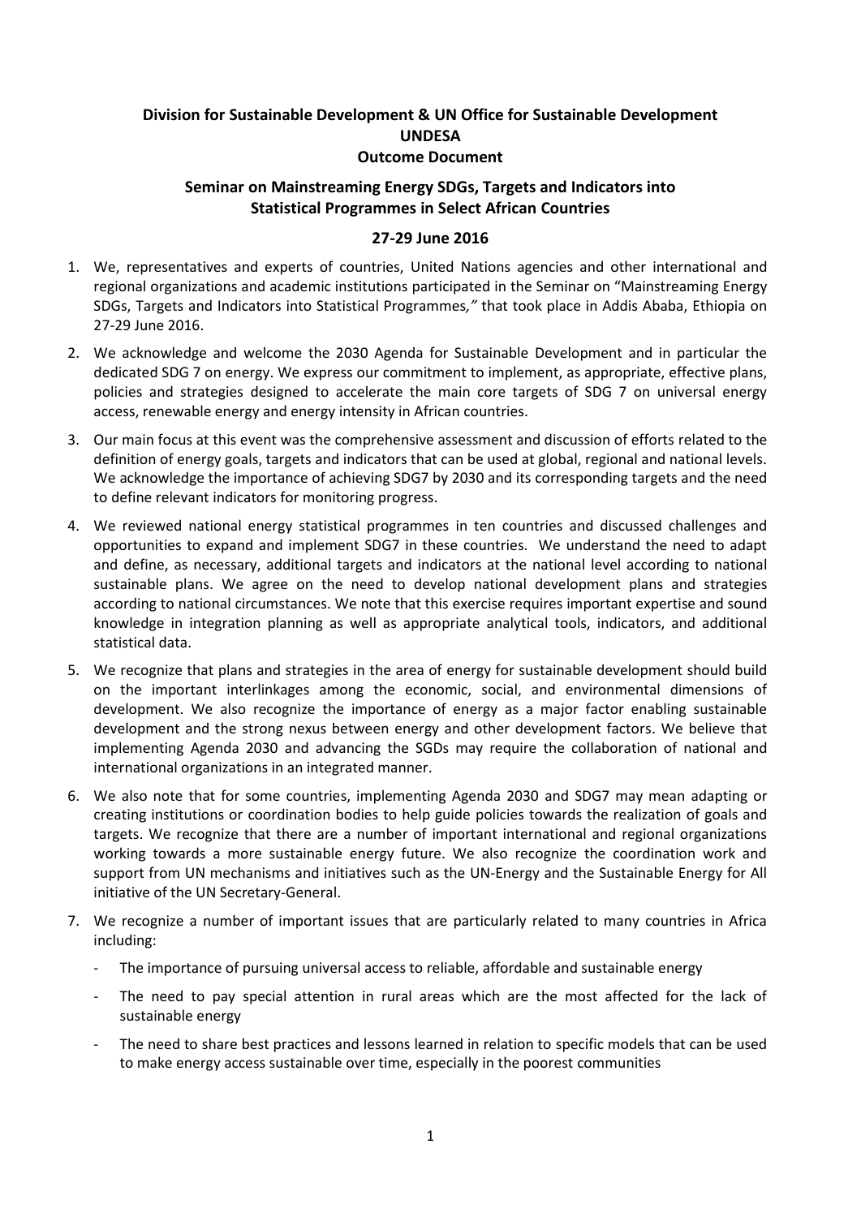**Division for Sustainable Development & UN Office for Sustainable Development**
**UNDESA**
**Outcome Document**

**Seminar on Mainstreaming Energy SDGs, Targets and Indicators into Statistical Programmes in Select African Countries**

**27-29 June 2016**

1. We, representatives and experts of countries, United Nations agencies and other international and regional organizations and academic institutions participated in the Seminar on "Mainstreaming Energy SDGs, Targets and Indicators into Statistical Programmes*,"* that took place in Addis Ababa, Ethiopia on 27-29 June 2016.

2. We acknowledge and welcome the 2030 Agenda for Sustainable Development and in particular the dedicated SDG 7 on energy. We express our commitment to implement, as appropriate, effective plans, policies and strategies designed to accelerate the main core targets of SDG 7 on universal energy access, renewable energy and energy intensity in African countries.

3. Our main focus at this event was the comprehensive assessment and discussion of efforts related to the definition of energy goals, targets and indicators that can be used at global, regional and national levels. We acknowledge the importance of achieving SDG7 by 2030 and its corresponding targets and the need to define relevant indicators for monitoring progress.

4. We reviewed national energy statistical programmes in ten countries and discussed challenges and opportunities to expand and implement SDG7 in these countries. We understand the need to adapt and define, as necessary, additional targets and indicators at the national level according to national sustainable plans. We agree on the need to develop national development plans and strategies according to national circumstances. We note that this exercise requires important expertise and sound knowledge in integration planning as well as appropriate analytical tools, indicators, and additional statistical data.

5. We recognize that plans and strategies in the area of energy for sustainable development should build on the important interlinkages among the economic, social, and environmental dimensions of development. We also recognize the importance of energy as a major factor enabling sustainable development and the strong nexus between energy and other development factors. We believe that implementing Agenda 2030 and advancing the SGDs may require the collaboration of national and international organizations in an integrated manner.

6. We also note that for some countries, implementing Agenda 2030 and SDG7 may mean adapting or creating institutions or coordination bodies to help guide policies towards the realization of goals and targets. We recognize that there are a number of important international and regional organizations working towards a more sustainable energy future. We also recognize the coordination work and support from UN mechanisms and initiatives such as the UN-Energy and the Sustainable Energy for All initiative of the UN Secretary-General.

7. We recognize a number of important issues that are particularly related to many countries in Africa including:
   - The importance of pursuing universal access to reliable, affordable and sustainable energy
   - The need to pay special attention in rural areas which are the most affected for the lack of sustainable energy
   - The need to share best practices and lessons learned in relation to specific models that can be used to make energy access sustainable over time, especially in the poorest communities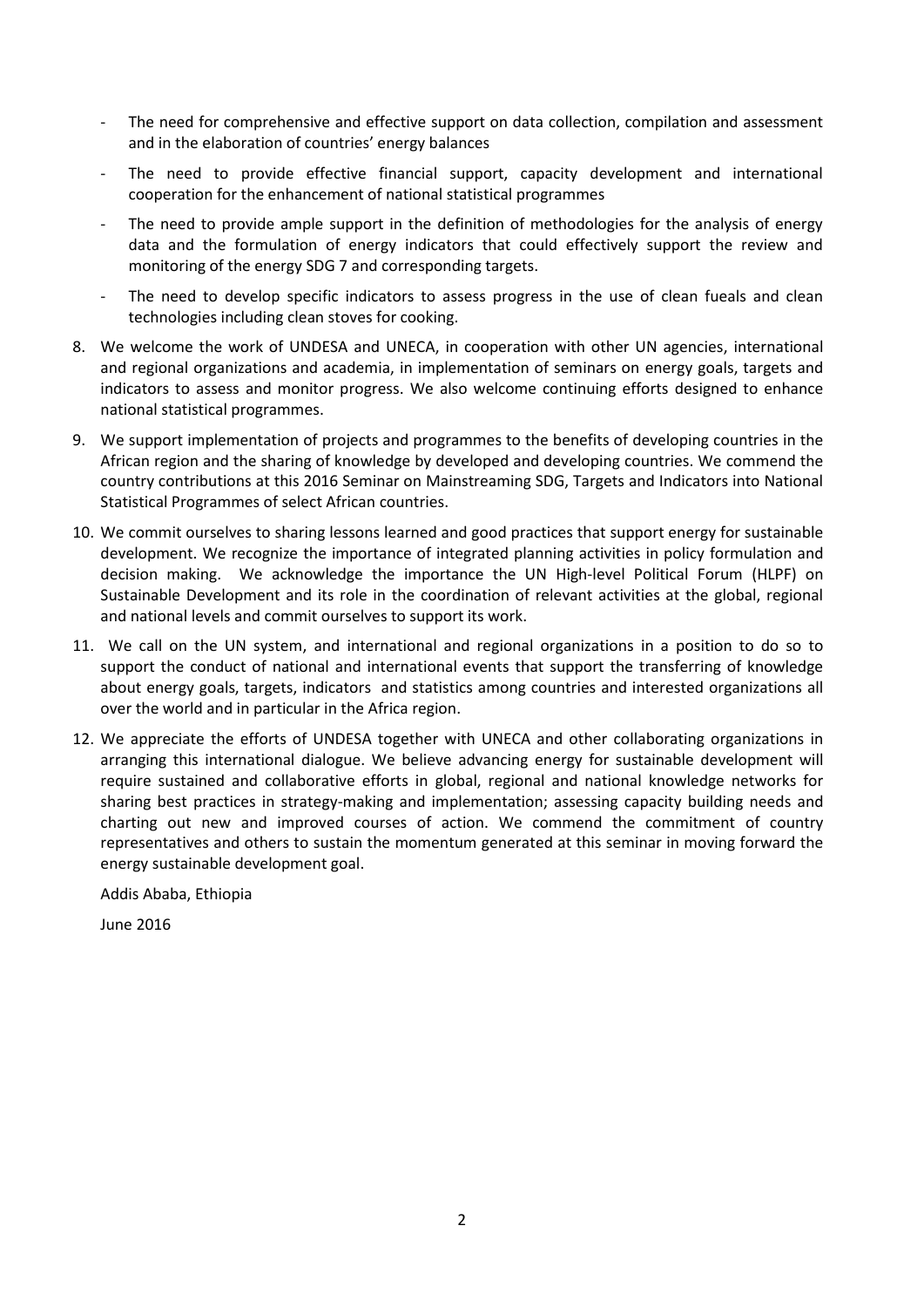- The need for comprehensive and effective support on data collection, compilation and assessment and in the elaboration of countries' energy balances
- The need to provide effective financial support, capacity development and international cooperation for the enhancement of national statistical programmes
- The need to provide ample support in the definition of methodologies for the analysis of energy data and the formulation of energy indicators that could effectively support the review and monitoring of the energy SDG 7 and corresponding targets.
- The need to develop specific indicators to assess progress in the use of clean fueals and clean technologies including clean stoves for cooking.

8. We welcome the work of UNDESA and UNECA, in cooperation with other UN agencies, international and regional organizations and academia, in implementation of seminars on energy goals, targets and indicators to assess and monitor progress. We also welcome continuing efforts designed to enhance national statistical programmes.
9. We support implementation of projects and programmes to the benefits of developing countries in the African region and the sharing of knowledge by developed and developing countries. We commend the country contributions at this 2016 Seminar on Mainstreaming SDG, Targets and Indicators into National Statistical Programmes of select African countries.
10. We commit ourselves to sharing lessons learned and good practices that support energy for sustainable development. We recognize the importance of integrated planning activities in policy formulation and decision making. We acknowledge the importance the UN High-level Political Forum (HLPF) on Sustainable Development and its role in the coordination of relevant activities at the global, regional and national levels and commit ourselves to support its work.
11. We call on the UN system, and international and regional organizations in a position to do so to support the conduct of national and international events that support the transferring of knowledge about energy goals, targets, indicators and statistics among countries and interested organizations all over the world and in particular in the Africa region.
12. We appreciate the efforts of UNDESA together with UNECA and other collaborating organizations in arranging this international dialogue. We believe advancing energy for sustainable development will require sustained and collaborative efforts in global, regional and national knowledge networks for sharing best practices in strategy-making and implementation; assessing capacity building needs and charting out new and improved courses of action. We commend the commitment of country representatives and others to sustain the momentum generated at this seminar in moving forward the energy sustainable development goal.

Addis Ababa, Ethiopia

June 2016